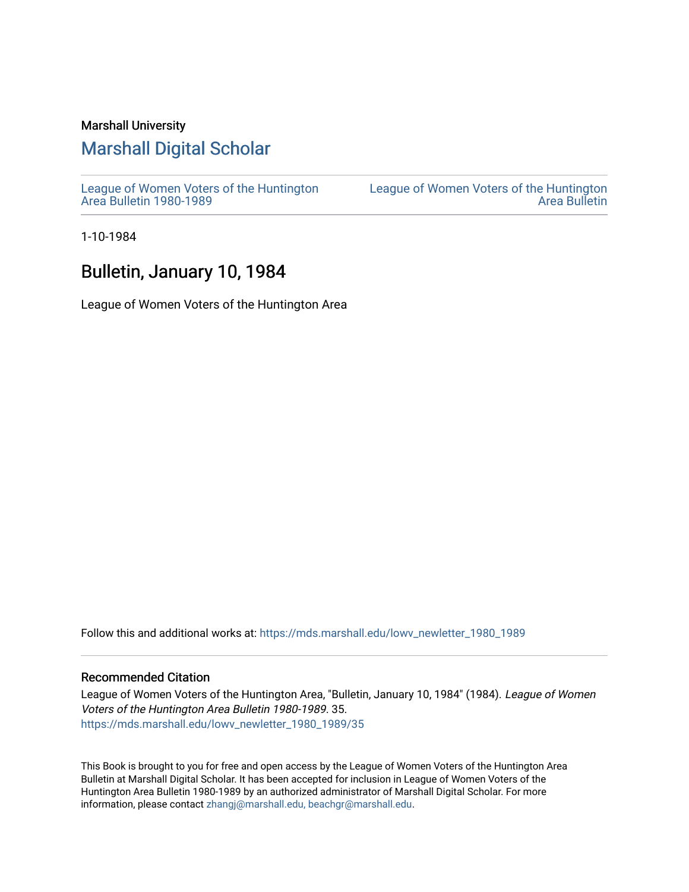Marshall University

## Marshall Digital Scholar

League of Women Voters of the Huntington Area Bulletin 1980-1989

League of Women Voters of the Huntington Area Bulletin

1-10-1984

# Bulletin, January 10, 1984

League of Women Voters of the Huntington Area

Follow this and additional works at: https://mds.marshall.edu/lowv_newletter_1980_1989

### Recommended Citation

League of Women Voters of the Huntington Area, "Bulletin, January 10, 1984" (1984). *League of Women Voters of the Huntington Area Bulletin 1980-1989*. 35.
https://mds.marshall.edu/lowv_newletter_1980_1989/35

This Book is brought to you for free and open access by the League of Women Voters of the Huntington Area Bulletin at Marshall Digital Scholar. It has been accepted for inclusion in League of Women Voters of the Huntington Area Bulletin 1980-1989 by an authorized administrator of Marshall Digital Scholar. For more information, please contact zhangj@marshall.edu, beachgr@marshall.edu.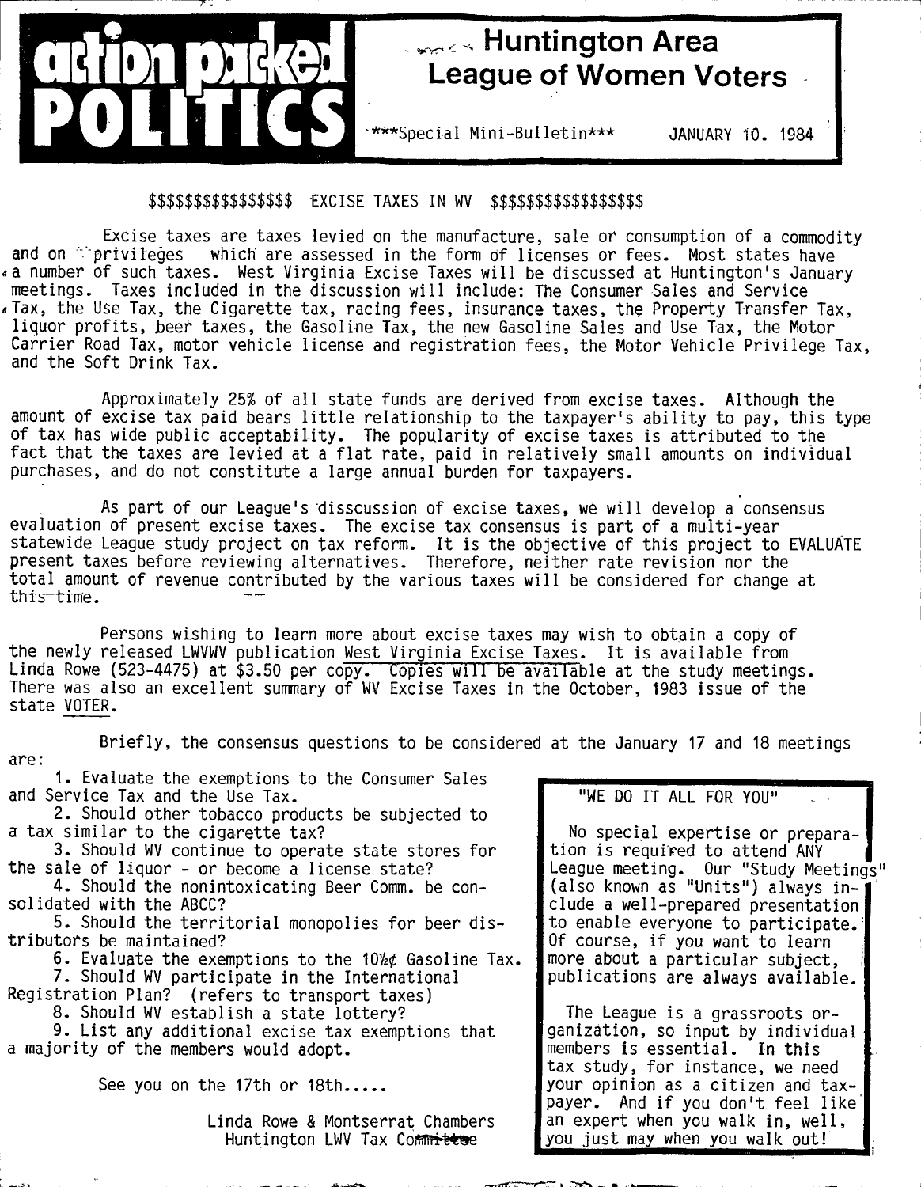# action packed POLITICS

## Huntington Area League of Women Voters

***Special Mini-Bulletin*** JANUARY 10. 1984

### $$$$$$$$$$$$$$$$ EXCISE TAXES IN WV $$$$$$$$$$$$$$$$$

Excise taxes are taxes levied on the manufacture, sale or consumption of a commodity and on privileges which are assessed in the form of licenses or fees. Most states have a number of such taxes. West Virginia Excise Taxes will be discussed at Huntington's January meetings. Taxes included in the discussion will include: The Consumer Sales and Service Tax, the Use Tax, the Cigarette tax, racing fees, insurance taxes, the Property Transfer Tax, liquor profits, beer taxes, the Gasoline Tax, the new Gasoline Sales and Use Tax, the Motor Carrier Road Tax, motor vehicle license and registration fees, the Motor Vehicle Privilege Tax, and the Soft Drink Tax.

Approximately 25% of all state funds are derived from excise taxes. Although the amount of excise tax paid bears little relationship to the taxpayer's ability to pay, this type of tax has wide public acceptability. The popularity of excise taxes is attributed to the fact that the taxes are levied at a flat rate, paid in relatively small amounts on individual purchases, and do not constitute a large annual burden for taxpayers.

As part of our League's disscussion of excise taxes, we will develop a consensus evaluation of present excise taxes. The excise tax consensus is part of a multi-year statewide League study project on tax reform. It is the objective of this project to EVALUATE present taxes before reviewing alternatives. Therefore, neither rate revision nor the total amount of revenue contributed by the various taxes will be considered for change at this time.

Persons wishing to learn more about excise taxes may wish to obtain a copy of the newly released LWVWV publication West Virginia Excise Taxes. It is available from Linda Rowe (523-4475) at $3.50 per copy. Copies will be available at the study meetings. There was also an excellent summary of WV Excise Taxes in the October, 1983 issue of the state VOTER.

Briefly, the consensus questions to be considered at the January 17 and 18 meetings are:

1. Evaluate the exemptions to the Consumer Sales and Service Tax and the Use Tax.
2. Should other tobacco products be subjected to a tax similar to the cigarette tax?
3. Should WV continue to operate state stores for the sale of liquor - or become a license state?
4. Should the nonintoxicating Beer Comm. be consolidated with the ABCC?
5. Should the territorial monopolies for beer distributors be maintained?
6. Evaluate the exemptions to the 10½¢ Gasoline Tax.
7. Should WV participate in the International Registration Plan? (refers to transport taxes)
8. Should WV establish a state lottery?
9. List any additional excise tax exemptions that a majority of the members would adopt.

See you on the 17th or 18th.....

Linda Rowe & Montserrat Chambers
Huntington LWV Tax Committee

---

**"WE DO IT ALL FOR YOU"**

No special expertise or preparation is required to attend ANY League meeting. Our "Study Meetings" (also known as "Units") always include a well-prepared presentation to enable everyone to participate. Of course, if you want to learn more about a particular subject, publications are always available.

The League is a grassroots organization, so input by individual members is essential. In this tax study, for instance, we need your opinion as a citizen and taxpayer. And if you don't feel like an expert when you walk in, well, you just may when you walk out!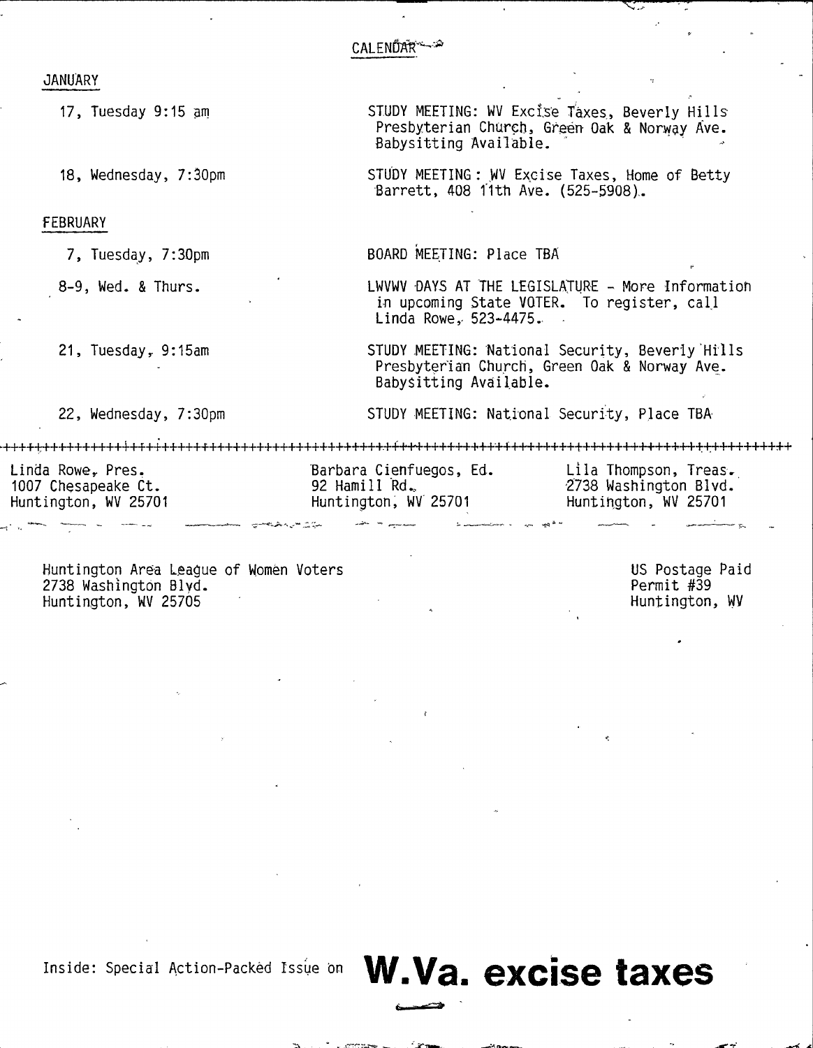# CALENDAR

## JANUARY

| | |
|---|---|
| 17, Tuesday 9:15 am | STUDY MEETING: WV Excise Taxes, Beverly Hills Presbyterian Church, Green Oak & Norway Ave. Babysitting Available. |
| 18, Wednesday, 7:30pm | STUDY MEETING: WV Excise Taxes, Home of Betty Barrett, 408 11th Ave. (525-5908). |

## FEBRUARY

| | |
|---|---|
| 7, Tuesday, 7:30pm | BOARD MEETING: Place TBA |
| 8-9, Wed. & Thurs. | LWVWV DAYS AT THE LEGISLATURE - More Information in upcoming State VOTER. To register, call Linda Rowe, 523-4475. |
| 21, Tuesday, 9:15am | STUDY MEETING: National Security, Beverly Hills Presbyterian Church, Green Oak & Norway Ave. Babysitting Available. |
| 22, Wednesday, 7:30pm | STUDY MEETING: National Security, Place TBA |

++++++++++++++++++++++++++++++++++++++++++++++++++++++++++++++++++++++++++++++++

Linda Rowe, Pres.
1007 Chesapeake Ct.
Huntington, WV 25701

Barbara Cienfuegos, Ed.
92 Hamill Rd.
Huntington, WV 25701

Lila Thompson, Treas.
2738 Washington Blvd.
Huntington, WV 25701

Huntington Area League of Women Voters
2738 Washington Blvd.
Huntington, WV 25705

US Postage Paid
Permit #39
Huntington, WV

Inside: Special Action-Packed Issue on **W.Va. excise taxes**